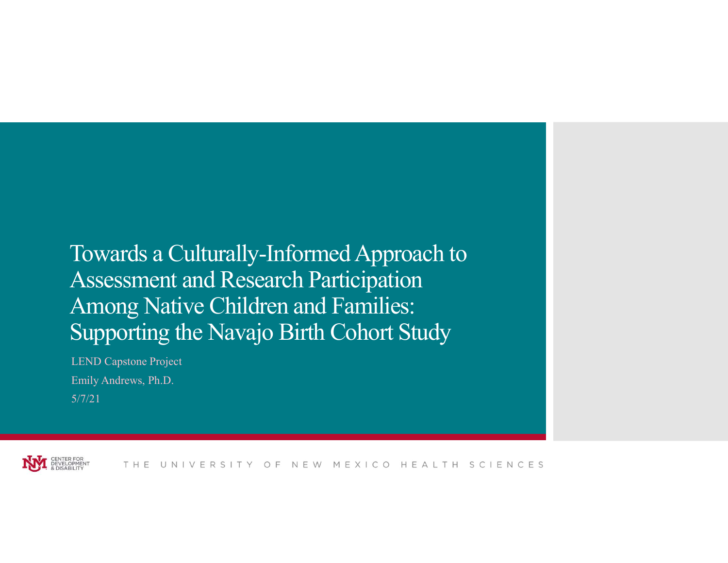# Towards a Culturally-Informed Approach to Assessment and Research Participation Among Native Children and Families: Supporting the Navajo Birth Cohort Study

LEND Capstone Project

Emily Andrews, Ph.D.

5/7/21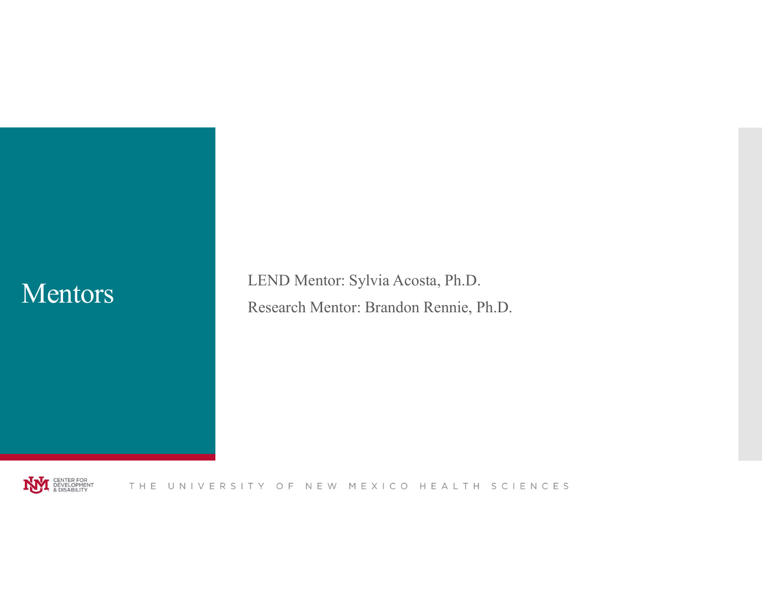# Mentors

LEND Mentor: Sylvia Acosta, Ph.D.

Research Mentor: Brandon Rennie, Ph.D.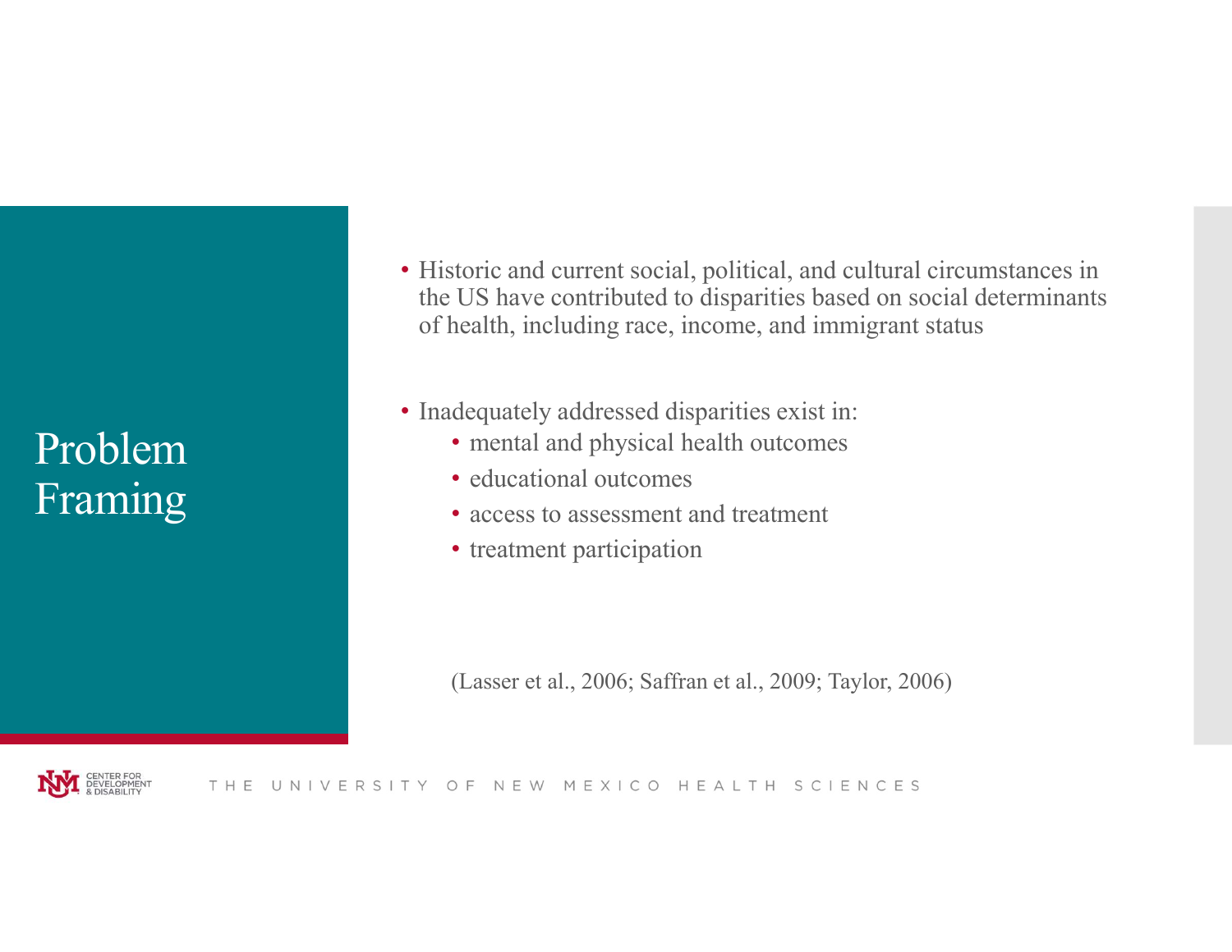# Problem Framing

- Historic and current social, political, and cultural circumstances in the US have contributed to disparities based on social determinants of health, including race, income, and immigrant status

- Inadequately addressed disparities exist in:
  - mental and physical health outcomes
  - educational outcomes
  - access to assessment and treatment
  - treatment participation

(Lasser et al., 2006; Saffran et al., 2009; Taylor, 2006)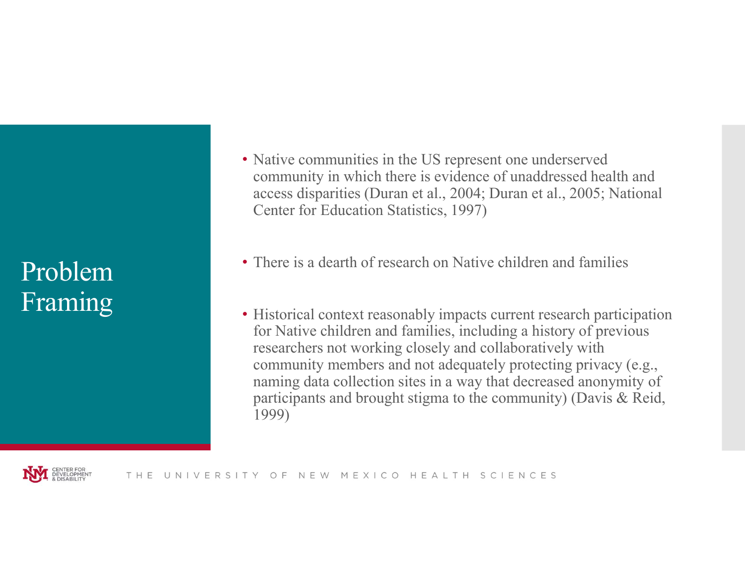# Problem Framing

- Native communities in the US represent one underserved community in which there is evidence of unaddressed health and access disparities (Duran et al., 2004; Duran et al., 2005; National Center for Education Statistics, 1997)

- There is a dearth of research on Native children and families

- Historical context reasonably impacts current research participation for Native children and families, including a history of previous researchers not working closely and collaboratively with community members and not adequately protecting privacy (e.g., naming data collection sites in a way that decreased anonymity of participants and brought stigma to the community) (Davis & Reid, 1999)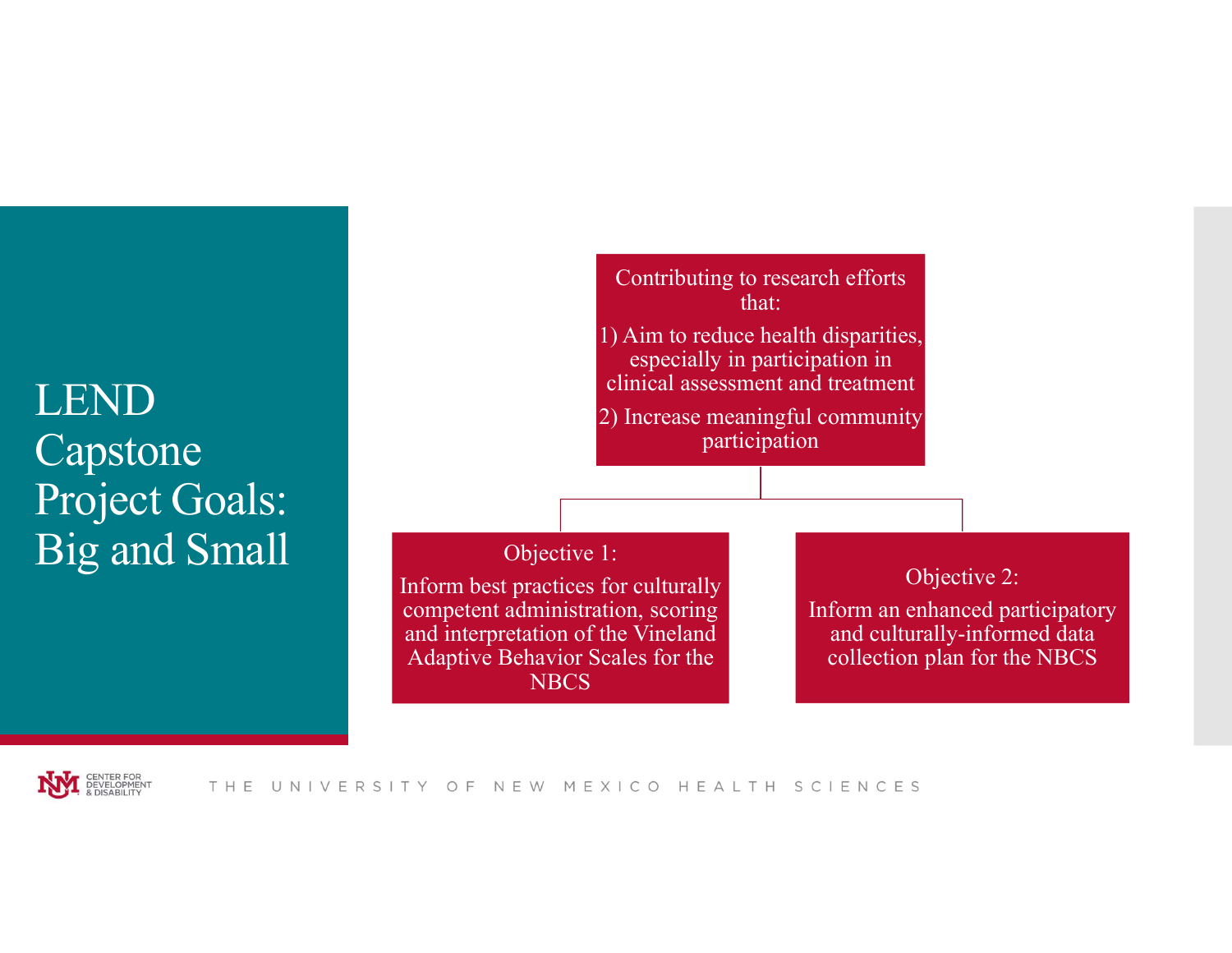# LEND Capstone Project Goals: Big and Small

Contributing to research efforts that:

1) Aim to reduce health disparities, especially in participation in clinical assessment and treatment

2) Increase meaningful community participation

**Objective 1:**

Inform best practices for culturally competent administration, scoring and interpretation of the Vineland Adaptive Behavior Scales for the NBCS

**Objective 2:**

Inform an enhanced participatory and culturally-informed data collection plan for the NBCS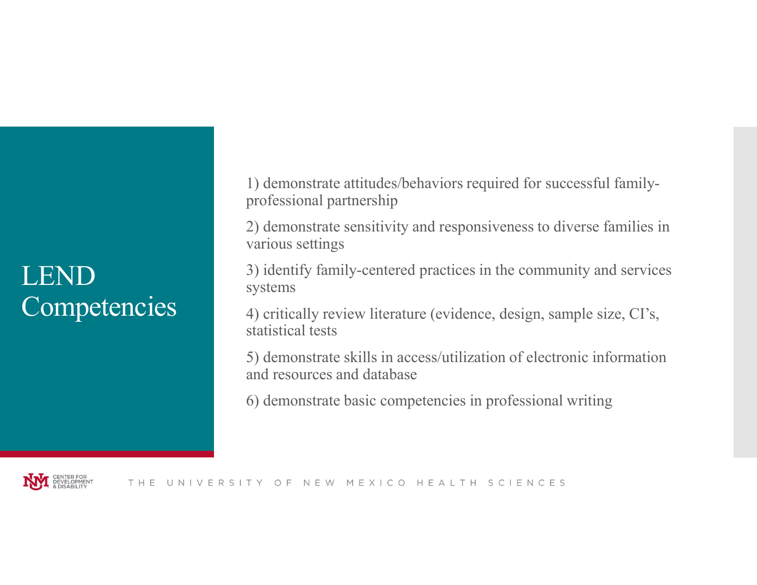# LEND Competencies

1) demonstrate attitudes/behaviors required for successful family-professional partnership

2) demonstrate sensitivity and responsiveness to diverse families in various settings

3) identify family-centered practices in the community and services systems

4) critically review literature (evidence, design, sample size, CI's, statistical tests

5) demonstrate skills in access/utilization of electronic information and resources and database

6) demonstrate basic competencies in professional writing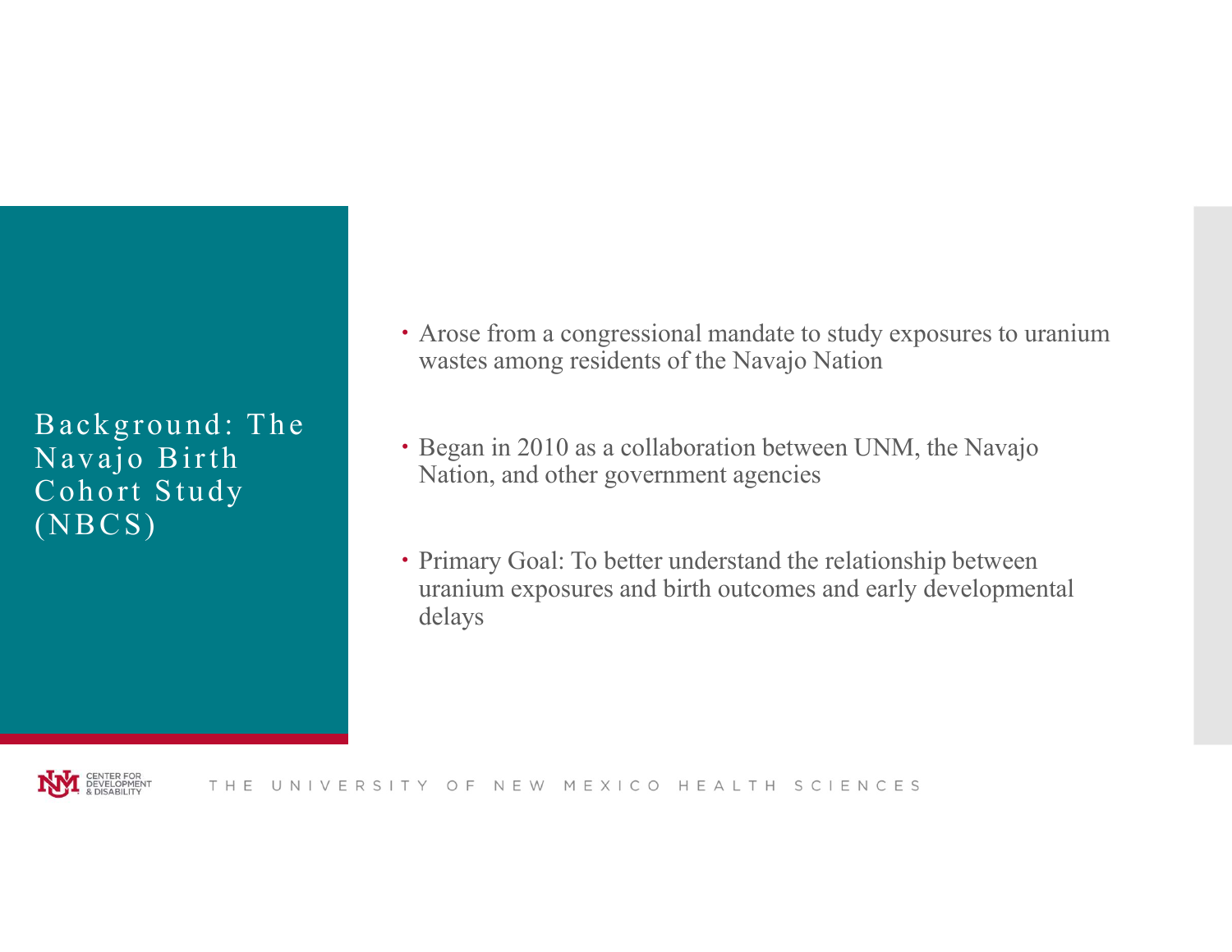# Background: The Navajo Birth Cohort Study (NBCS)

- Arose from a congressional mandate to study exposures to uranium wastes among residents of the Navajo Nation
- Began in 2010 as a collaboration between UNM, the Navajo Nation, and other government agencies
- Primary Goal: To better understand the relationship between uranium exposures and birth outcomes and early developmental delays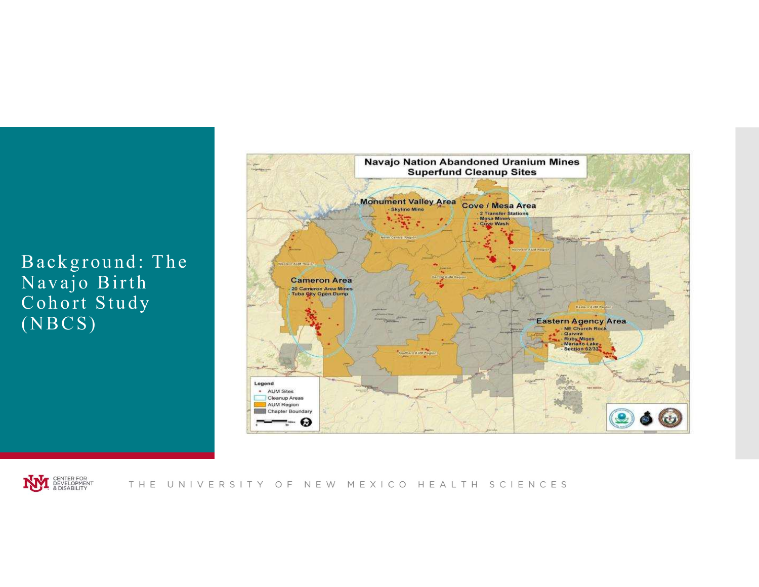# Background: The Navajo Birth Cohort Study (NBCS)

**Navajo Nation Abandoned Uranium Mines Superfund Cleanup Sites**

**Monument Valley Area**
- Skyline Mine

**Cove / Mesa Area**
- 2 Transfer Stations
- Mesa Mines
- Cove Wash

**Cameron Area**
- 20 Cameron Area Mines
- Tuba City Open Dump

**Eastern Agency Area**
- NE Church Rock
- Quivira
- Ruby Mines
- Mariano Lake
- Section 32/33

**Legend**
- AUM Sites
- Cleanup Areas
- AUM Region
- Chapter Boundary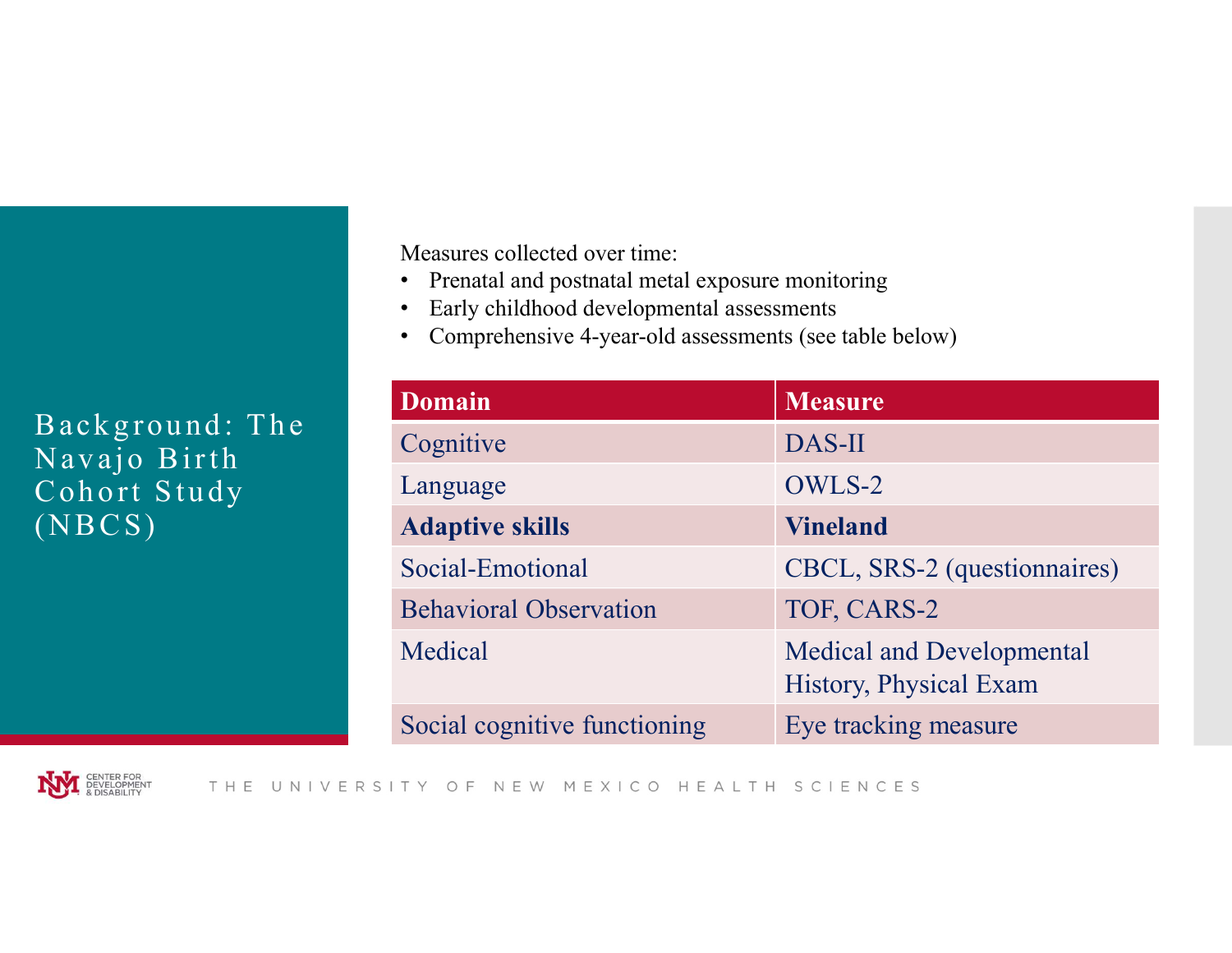# Background: The Navajo Birth Cohort Study (NBCS)

Measures collected over time:

- Prenatal and postnatal metal exposure monitoring
- Early childhood developmental assessments
- Comprehensive 4-year-old assessments (see table below)

| Domain | Measure |
|---|---|
| Cognitive | DAS-II |
| Language | OWLS-2 |
| **Adaptive skills** | **Vineland** |
| Social-Emotional | CBCL, SRS-2 (questionnaires) |
| Behavioral Observation | TOF, CARS-2 |
| Medical | Medical and Developmental History, Physical Exam |
| Social cognitive functioning | Eye tracking measure |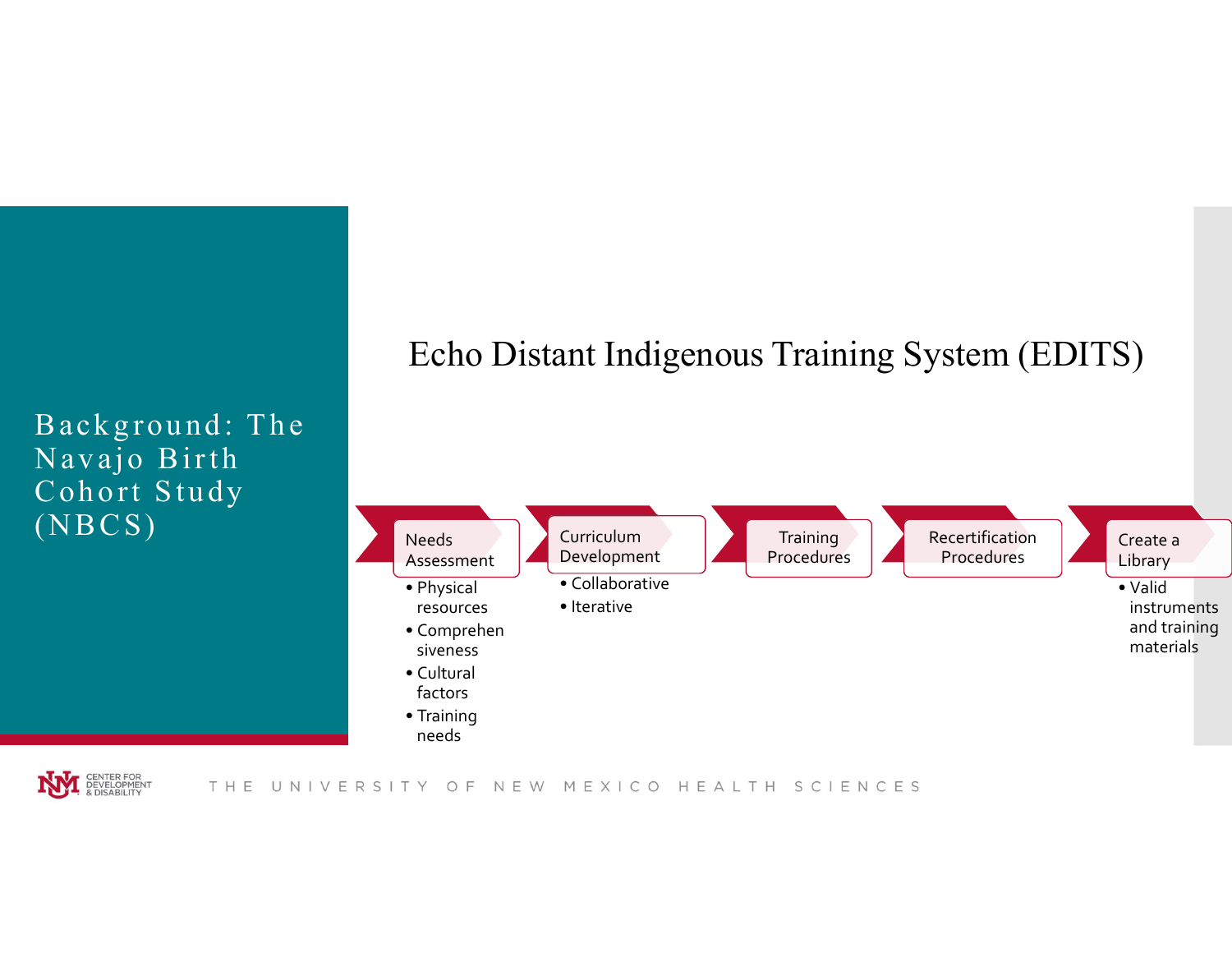# Background: The Navajo Birth Cohort Study (NBCS)

## Echo Distant Indigenous Training System (EDITS)

- **Needs Assessment**
  - Physical resources
  - Comprehensiveness
  - Cultural factors
  - Training needs
- **Curriculum Development**
  - Collaborative
  - Iterative
- **Training Procedures**
- **Recertification Procedures**
- **Create a Library**
  - Valid instruments and training materials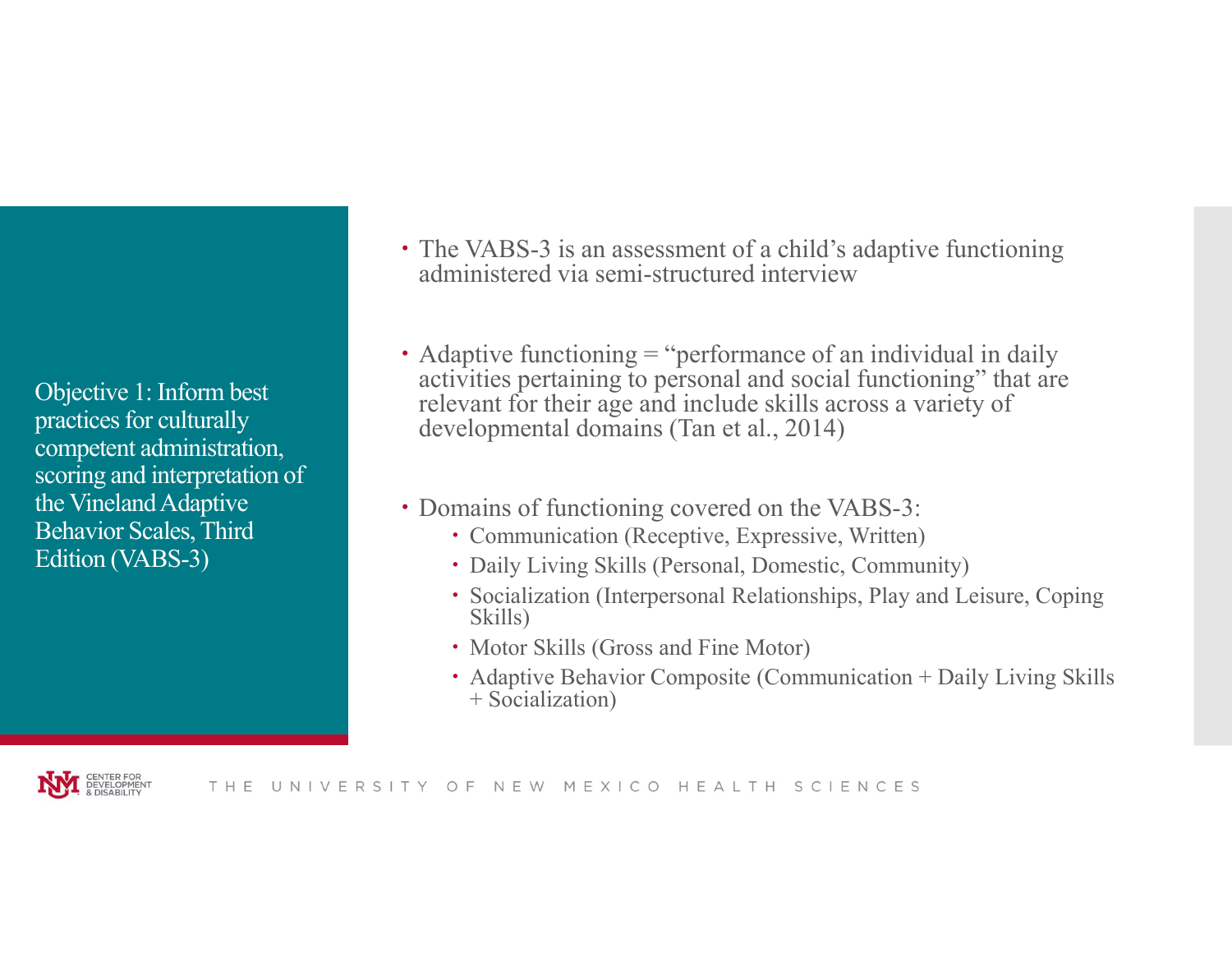Objective 1: Inform best practices for culturally competent administration, scoring and interpretation of the Vineland Adaptive Behavior Scales, Third Edition (VABS-3)

- The VABS-3 is an assessment of a child's adaptive functioning administered via semi-structured interview
- Adaptive functioning = "performance of an individual in daily activities pertaining to personal and social functioning" that are relevant for their age and include skills across a variety of developmental domains (Tan et al., 2014)
- Domains of functioning covered on the VABS-3:
  - Communication (Receptive, Expressive, Written)
  - Daily Living Skills (Personal, Domestic, Community)
  - Socialization (Interpersonal Relationships, Play and Leisure, Coping Skills)
  - Motor Skills (Gross and Fine Motor)
  - Adaptive Behavior Composite (Communication + Daily Living Skills + Socialization)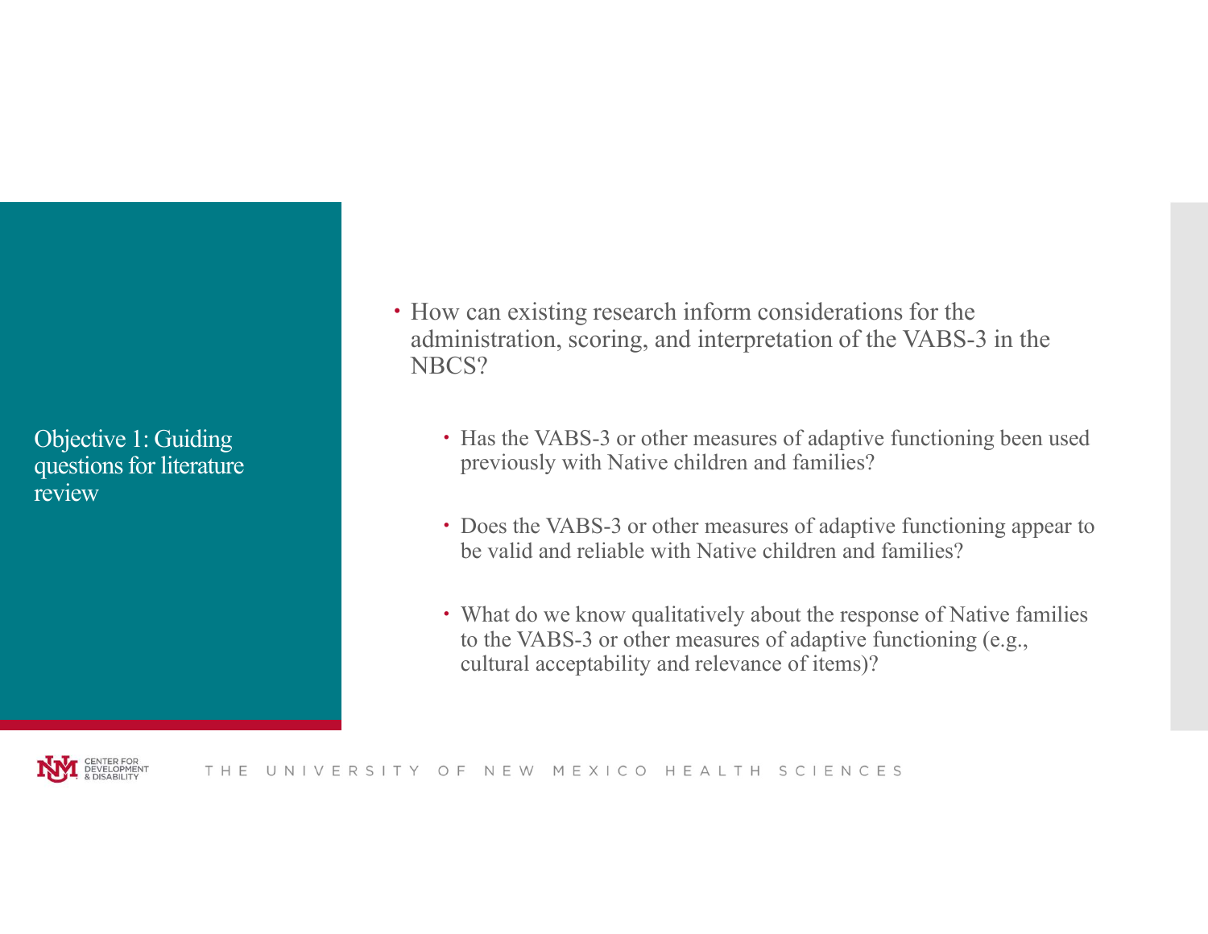## Objective 1: Guiding questions for literature review

- How can existing research inform considerations for the administration, scoring, and interpretation of the VABS-3 in the NBCS?
  - Has the VABS-3 or other measures of adaptive functioning been used previously with Native children and families?
  - Does the VABS-3 or other measures of adaptive functioning appear to be valid and reliable with Native children and families?
  - What do we know qualitatively about the response of Native families to the VABS-3 or other measures of adaptive functioning (e.g., cultural acceptability and relevance of items)?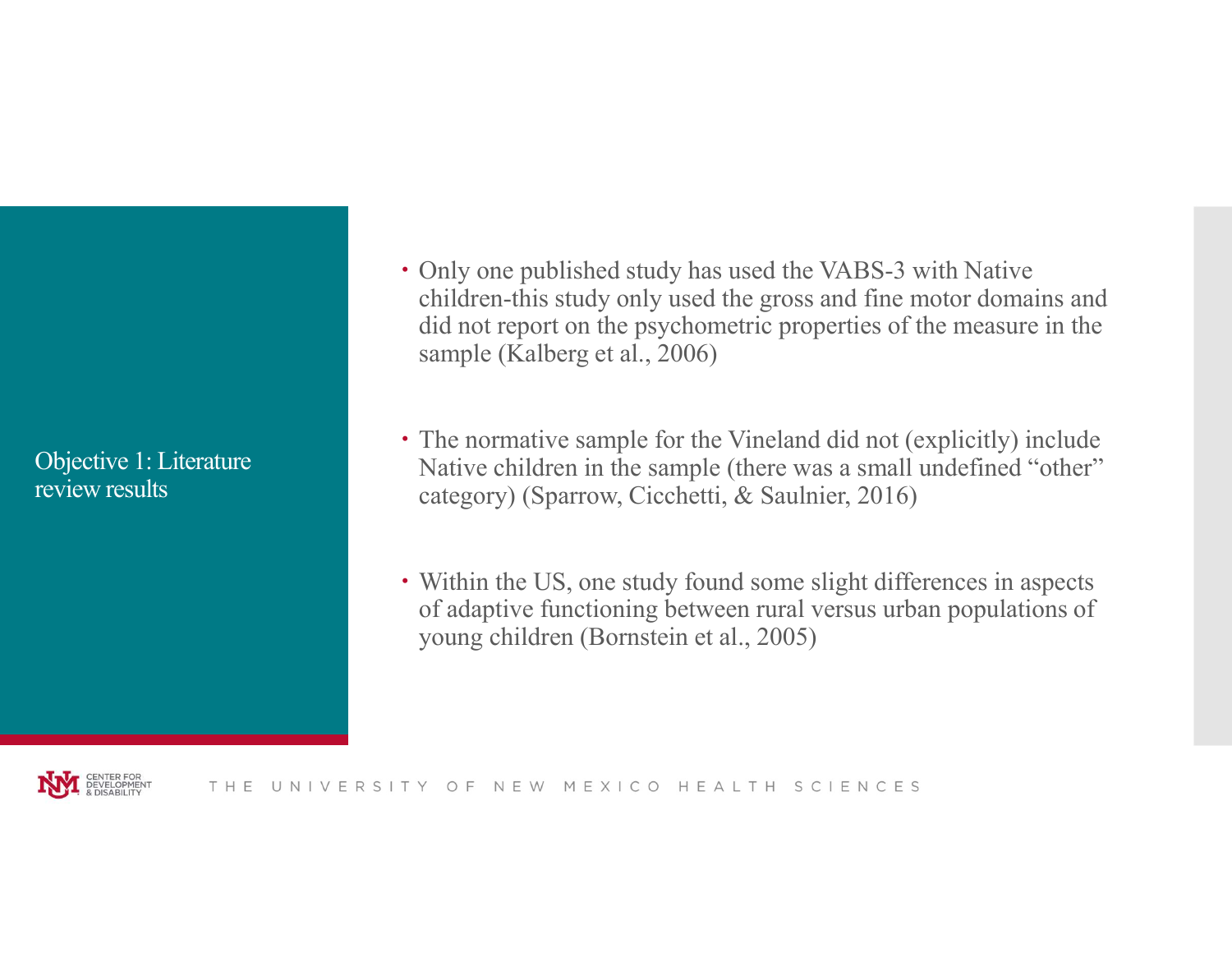## Objective 1: Literature review results

- Only one published study has used the VABS-3 with Native children-this study only used the gross and fine motor domains and did not report on the psychometric properties of the measure in the sample (Kalberg et al., 2006)
- The normative sample for the Vineland did not (explicitly) include Native children in the sample (there was a small undefined "other" category) (Sparrow, Cicchetti, & Saulnier, 2016)
- Within the US, one study found some slight differences in aspects of adaptive functioning between rural versus urban populations of young children (Bornstein et al., 2005)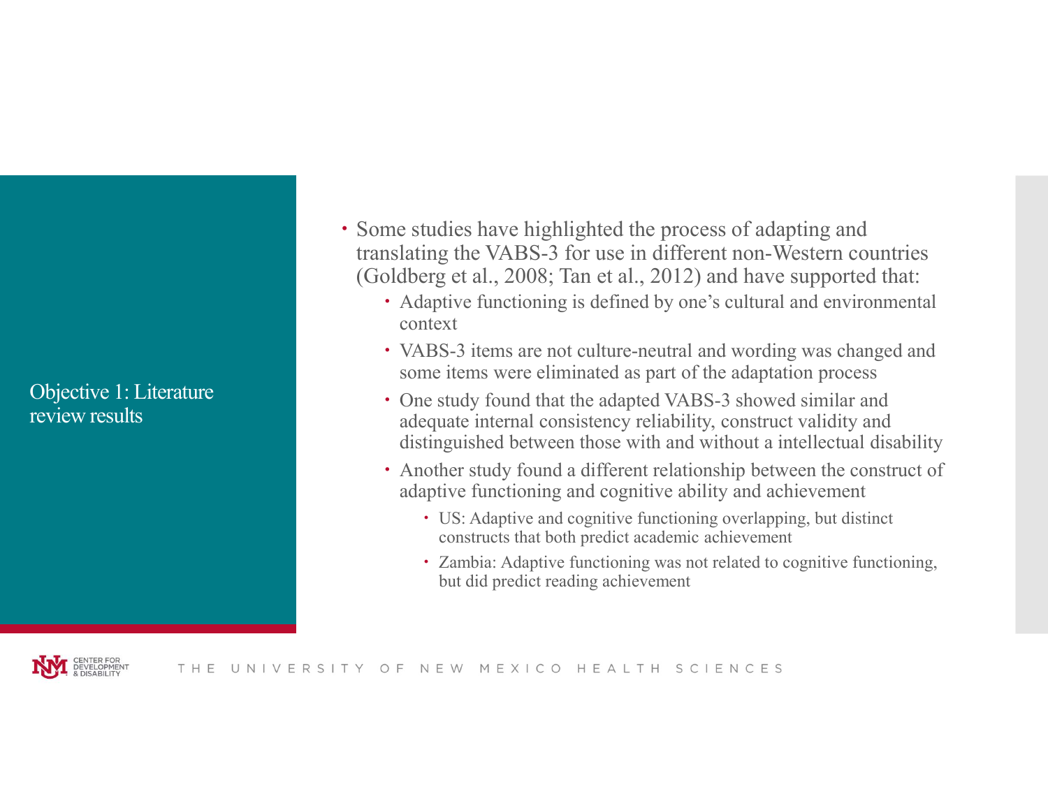## Objective 1: Literature review results

- Some studies have highlighted the process of adapting and translating the VABS-3 for use in different non-Western countries (Goldberg et al., 2008; Tan et al., 2012) and have supported that:
  - Adaptive functioning is defined by one's cultural and environmental context
  - VABS-3 items are not culture-neutral and wording was changed and some items were eliminated as part of the adaptation process
  - One study found that the adapted VABS-3 showed similar and adequate internal consistency reliability, construct validity and distinguished between those with and without a intellectual disability
  - Another study found a different relationship between the construct of adaptive functioning and cognitive ability and achievement
    - US: Adaptive and cognitive functioning overlapping, but distinct constructs that both predict academic achievement
    - Zambia: Adaptive functioning was not related to cognitive functioning, but did predict reading achievement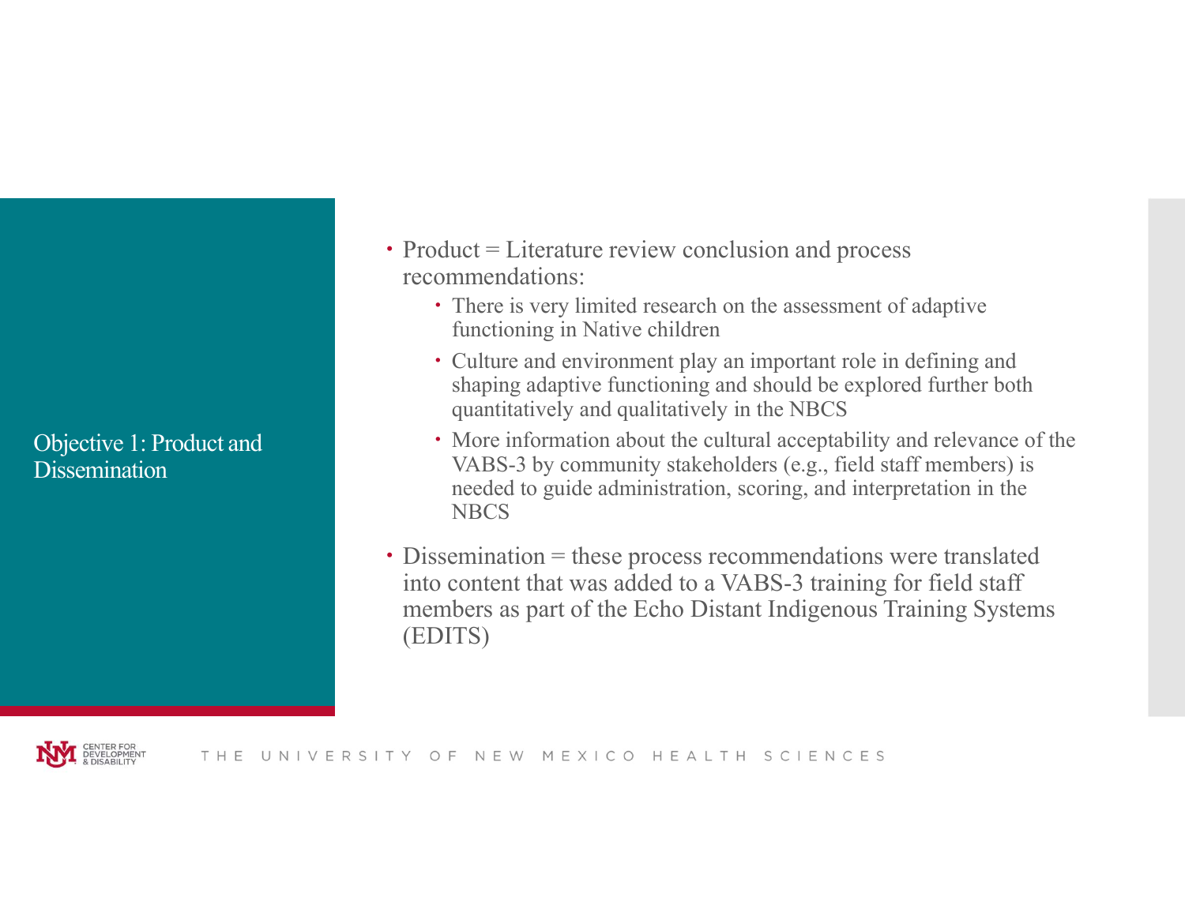## Objective 1: Product and Dissemination

- Product = Literature review conclusion and process recommendations:
  - There is very limited research on the assessment of adaptive functioning in Native children
  - Culture and environment play an important role in defining and shaping adaptive functioning and should be explored further both quantitatively and qualitatively in the NBCS
  - More information about the cultural acceptability and relevance of the VABS-3 by community stakeholders (e.g., field staff members) is needed to guide administration, scoring, and interpretation in the NBCS
- Dissemination = these process recommendations were translated into content that was added to a VABS-3 training for field staff members as part of the Echo Distant Indigenous Training Systems (EDITS)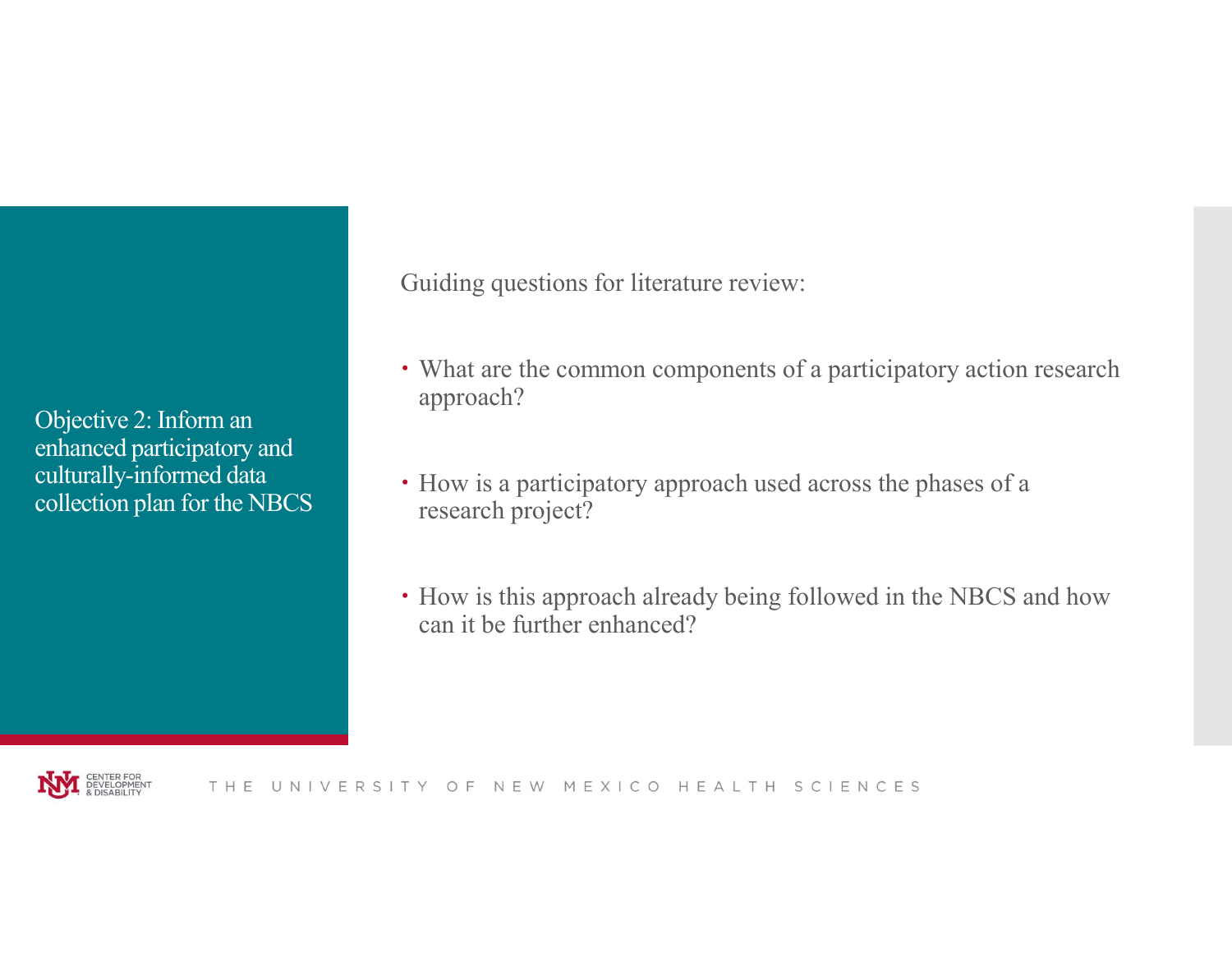## Objective 2: Inform an enhanced participatory and culturally-informed data collection plan for the NBCS

Guiding questions for literature review:

- What are the common components of a participatory action research approach?
- How is a participatory approach used across the phases of a research project?
- How is this approach already being followed in the NBCS and how can it be further enhanced?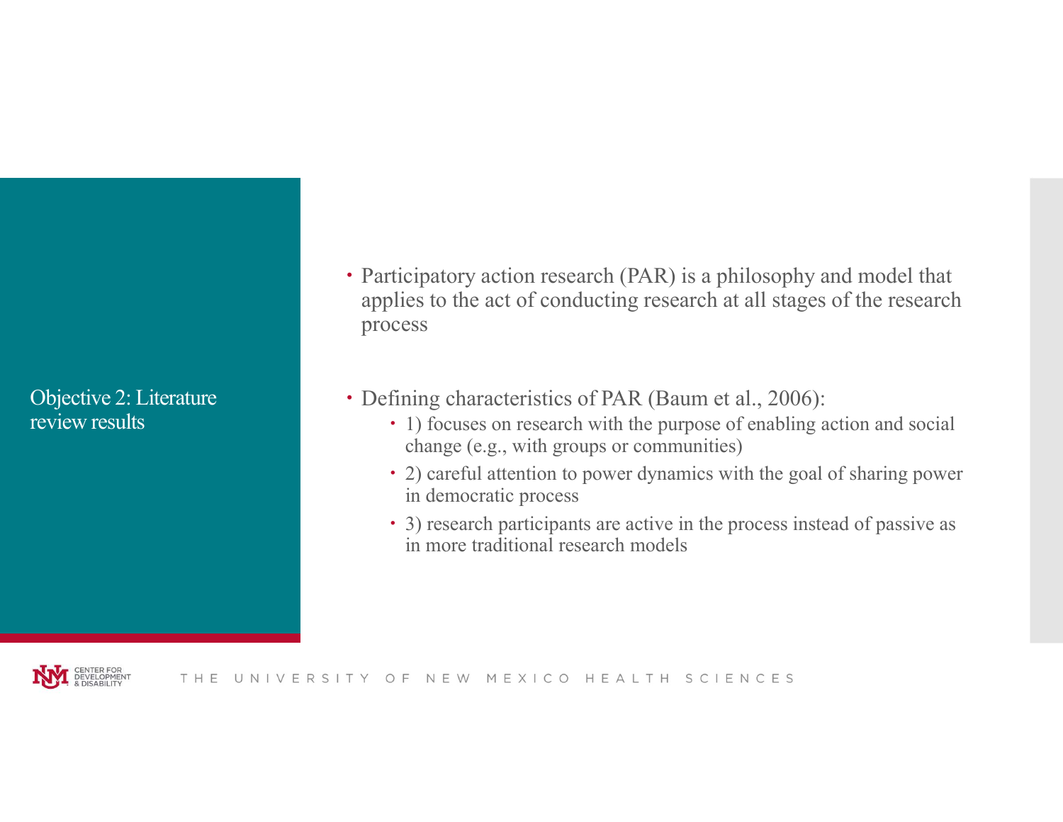## Objective 2: Literature review results

- Participatory action research (PAR) is a philosophy and model that applies to the act of conducting research at all stages of the research process
- Defining characteristics of PAR (Baum et al., 2006):
  - 1) focuses on research with the purpose of enabling action and social change (e.g., with groups or communities)
  - 2) careful attention to power dynamics with the goal of sharing power in democratic process
  - 3) research participants are active in the process instead of passive as in more traditional research models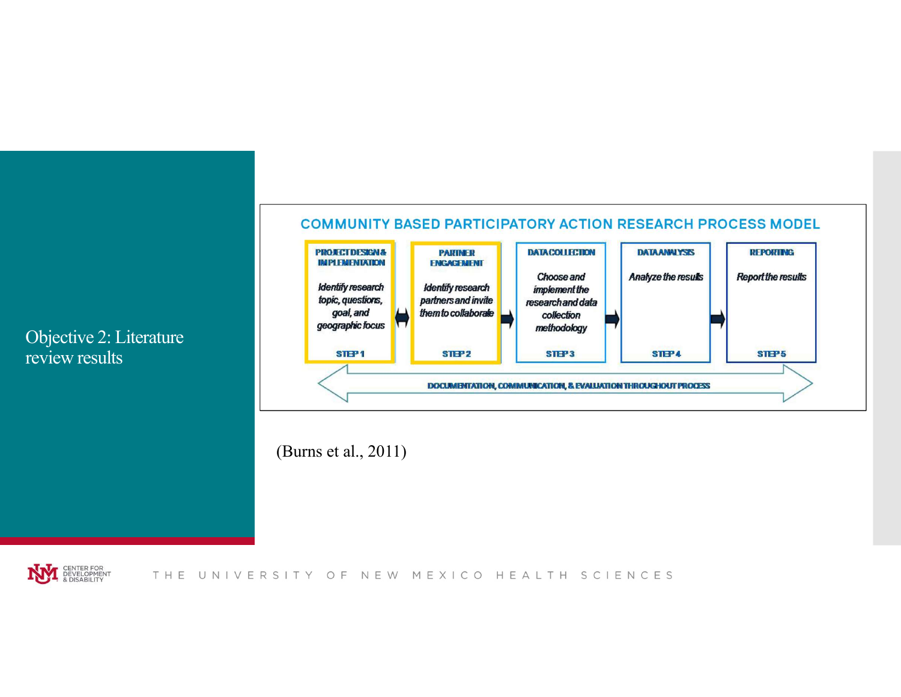# Objective 2: Literature review results

**COMMUNITY BASED PARTICIPATORY ACTION RESEARCH PROCESS MODEL**

| STEP 1 | STEP 2 | STEP 3 | STEP 4 | STEP 5 |
|---|---|---|---|---|
| **PROJECT DESIGN & IMPLEMENTATION** | **PARTNER ENGAGEMENT** | **DATA COLLECTION** | **DATA ANALYSIS** | **REPORTING** |
| *Identify research topic, questions, goal, and geographic focus* | *Identify research partners and invite them to collaborate* | *Choose and implement the research and data collection methodology* | *Analyze the results* | *Report the results* |

**DOCUMENTATION, COMMUNICATION, & EVALUATION THROUGHOUT PROCESS**

(Burns et al., 2011)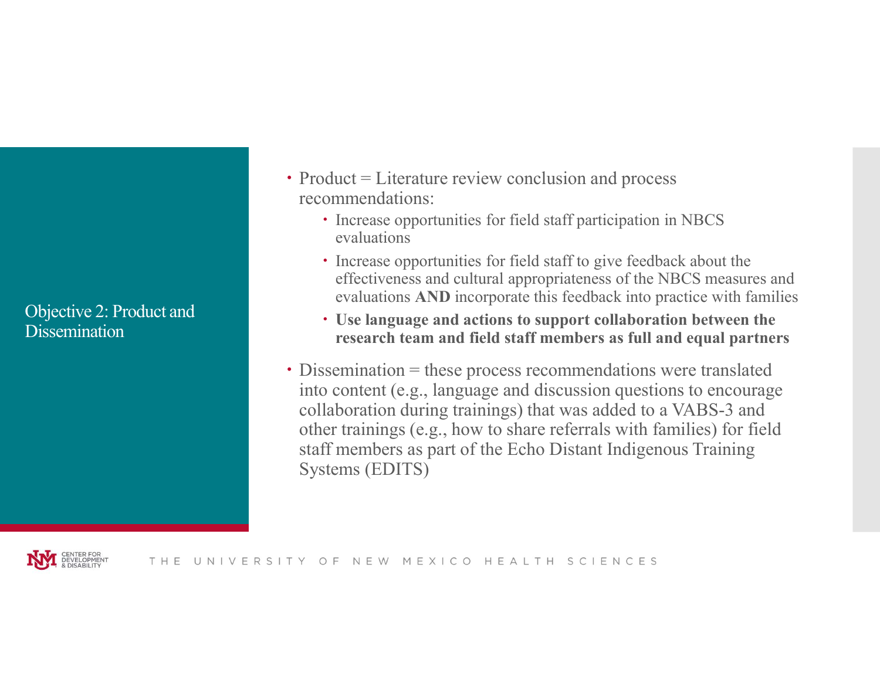## Objective 2: Product and Dissemination

- Product = Literature review conclusion and process recommendations:
  - Increase opportunities for field staff participation in NBCS evaluations
  - Increase opportunities for field staff to give feedback about the effectiveness and cultural appropriateness of the NBCS measures and evaluations **AND** incorporate this feedback into practice with families
  - **Use language and actions to support collaboration between the research team and field staff members as full and equal partners**
- Dissemination = these process recommendations were translated into content (e.g., language and discussion questions to encourage collaboration during trainings) that was added to a VABS-3 and other trainings (e.g., how to share referrals with families) for field staff members as part of the Echo Distant Indigenous Training Systems (EDITS)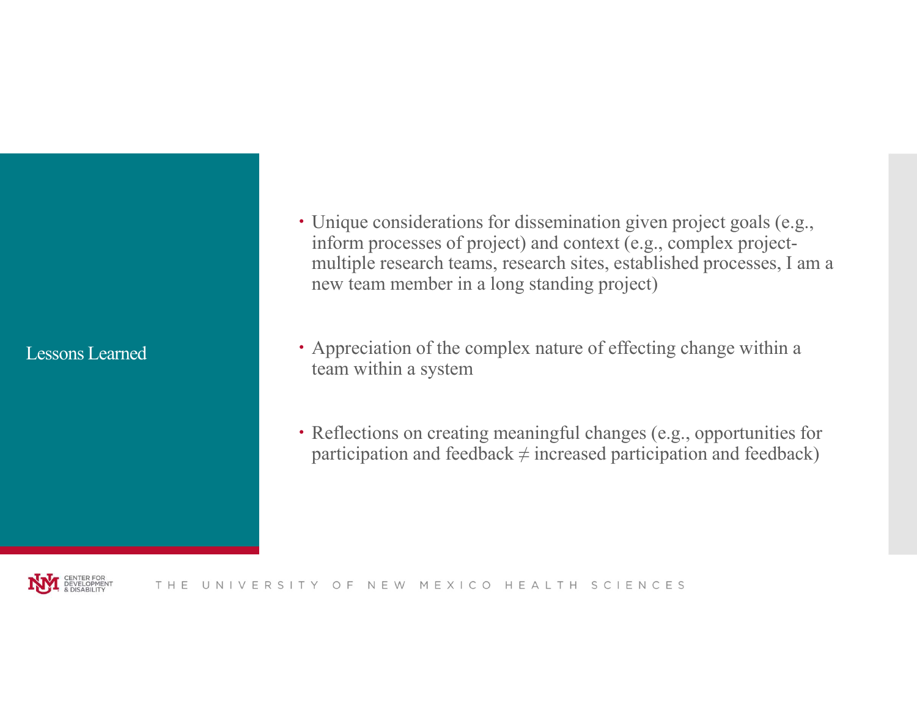# Lessons Learned

- Unique considerations for dissemination given project goals (e.g., inform processes of project) and context (e.g., complex project-multiple research teams, research sites, established processes, I am a new team member in a long standing project)

- Appreciation of the complex nature of effecting change within a team within a system

- Reflections on creating meaningful changes (e.g., opportunities for participation and feedback ≠ increased participation and feedback)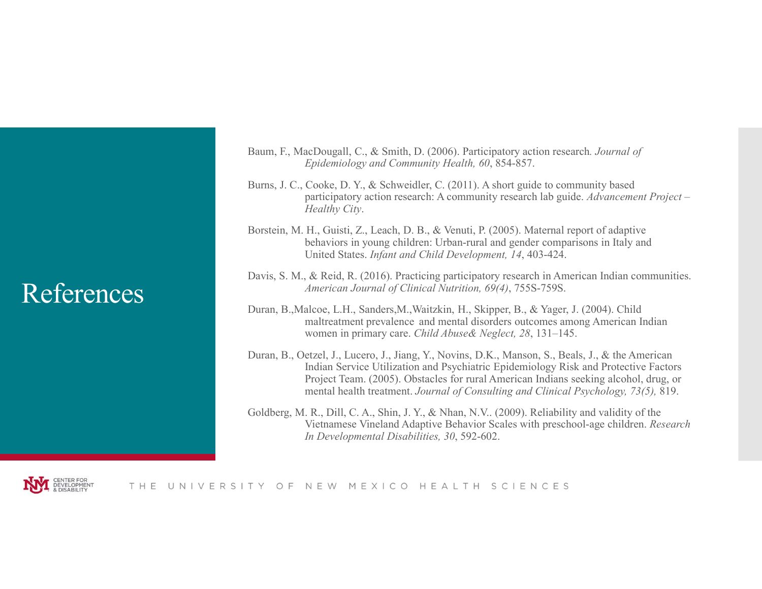# References

Baum, F., MacDougall, C., & Smith, D. (2006). Participatory action research. *Journal of Epidemiology and Community Health, 60*, 854-857.

Burns, J. C., Cooke, D. Y., & Schweidler, C. (2011). A short guide to community based participatory action research: A community research lab guide. *Advancement Project – Healthy City*.

Borstein, M. H., Guisti, Z., Leach, D. B., & Venuti, P. (2005). Maternal report of adaptive behaviors in young children: Urban-rural and gender comparisons in Italy and United States. *Infant and Child Development, 14*, 403-424.

Davis, S. M., & Reid, R. (2016). Practicing participatory research in American Indian communities. *American Journal of Clinical Nutrition, 69(4)*, 755S-759S.

Duran, B.,Malcoe, L.H., Sanders,M.,Waitzkin, H., Skipper, B., & Yager, J. (2004). Child maltreatment prevalence and mental disorders outcomes among American Indian women in primary care. *Child Abuse& Neglect, 28*, 131–145.

Duran, B., Oetzel, J., Lucero, J., Jiang, Y., Novins, D.K., Manson, S., Beals, J., & the American Indian Service Utilization and Psychiatric Epidemiology Risk and Protective Factors Project Team. (2005). Obstacles for rural American Indians seeking alcohol, drug, or mental health treatment. *Journal of Consulting and Clinical Psychology, 73(5),* 819.

Goldberg, M. R., Dill, C. A., Shin, J. Y., & Nhan, N.V.. (2009). Reliability and validity of the Vietnamese Vineland Adaptive Behavior Scales with preschool-age children. *Research In Developmental Disabilities, 30*, 592-602.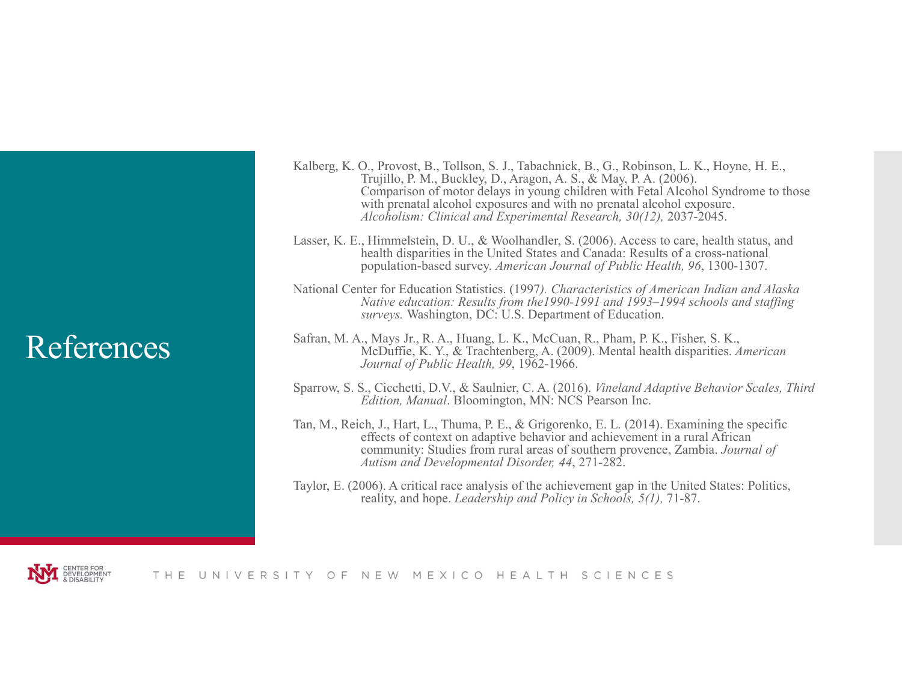# References

Kalberg, K. O., Provost, B., Tollson, S. J., Tabachnick, B., G., Robinson, L. K., Hoyne, H. E., Trujillo, P. M., Buckley, D., Aragon, A. S., & May, P. A. (2006). Comparison of motor delays in young children with Fetal Alcohol Syndrome to those with prenatal alcohol exposures and with no prenatal alcohol exposure. *Alcoholism: Clinical and Experimental Research, 30(12),* 2037-2045.

Lasser, K. E., Himmelstein, D. U., & Woolhandler, S. (2006). Access to care, health status, and health disparities in the United States and Canada: Results of a cross-national population-based survey. *American Journal of Public Health, 96*, 1300-1307.

National Center for Education Statistics. (1997*). Characteristics of American Indian and Alaska Native education: Results from the1990-1991 and 1993–1994 schools and staffing surveys.* Washington, DC: U.S. Department of Education.

Safran, M. A., Mays Jr., R. A., Huang, L. K., McCuan, R., Pham, P. K., Fisher, S. K., McDuffie, K. Y., & Trachtenberg, A. (2009). Mental health disparities. *American Journal of Public Health, 99*, 1962-1966.

Sparrow, S. S., Cicchetti, D.V., & Saulnier, C. A. (2016). *Vineland Adaptive Behavior Scales, Third Edition, Manual*. Bloomington, MN: NCS Pearson Inc.

Tan, M., Reich, J., Hart, L., Thuma, P. E., & Grigorenko, E. L. (2014). Examining the specific effects of context on adaptive behavior and achievement in a rural African community: Studies from rural areas of southern provence, Zambia. *Journal of Autism and Developmental Disorder, 44*, 271-282.

Taylor, E. (2006). A critical race analysis of the achievement gap in the United States: Politics, reality, and hope. *Leadership and Policy in Schools, 5(1),* 71-87.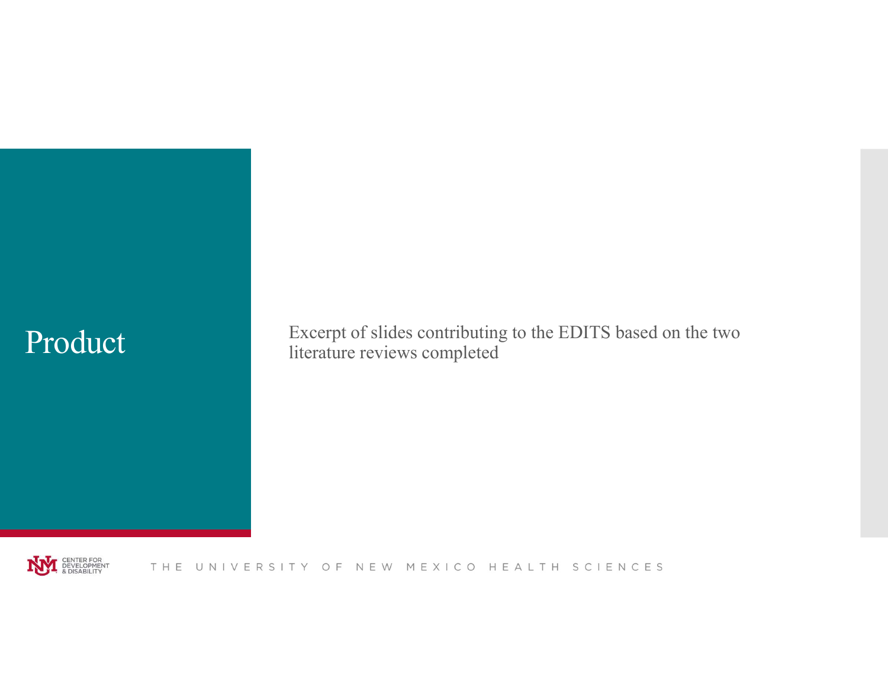# Product

Excerpt of slides contributing to the EDITS based on the two literature reviews completed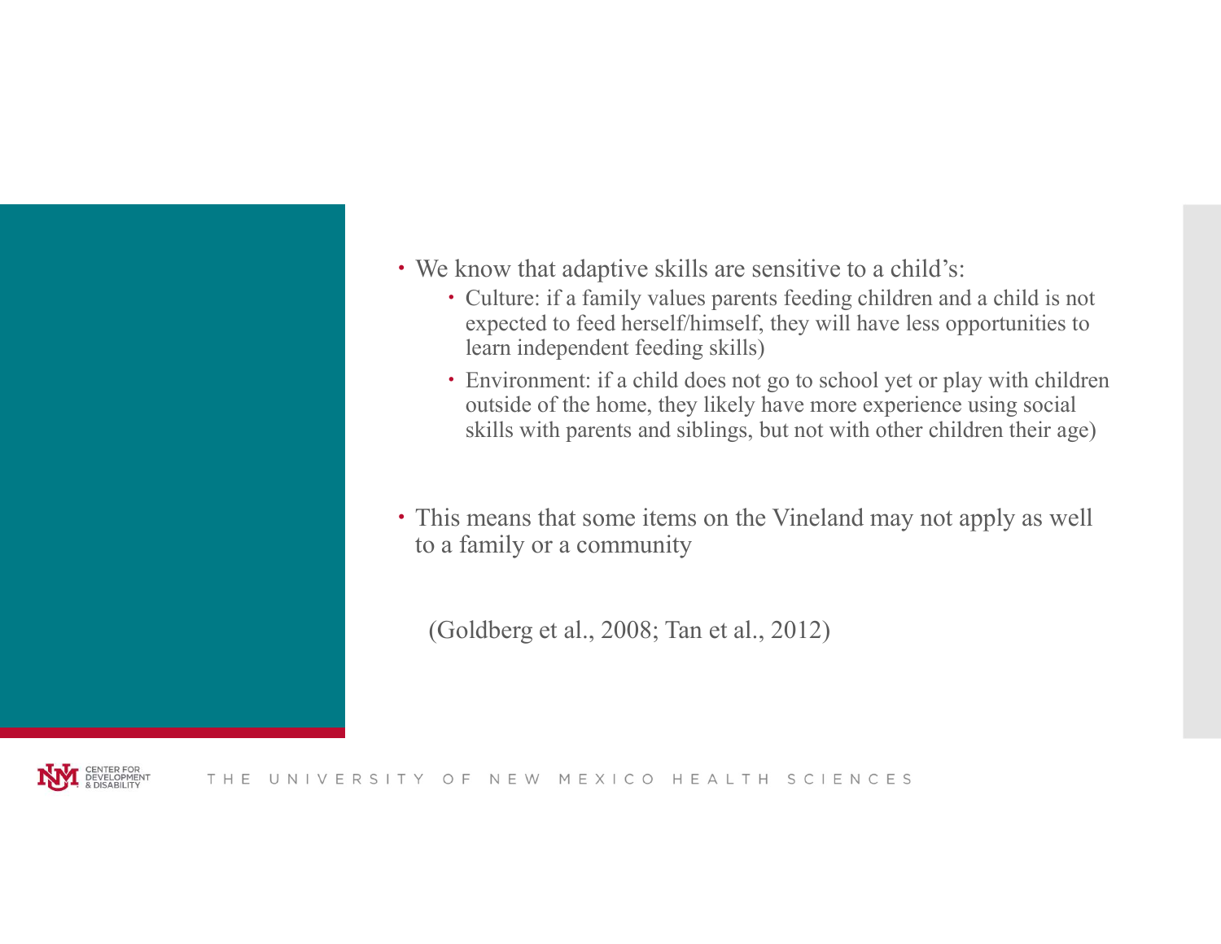- We know that adaptive skills are sensitive to a child's:
  - Culture: if a family values parents feeding children and a child is not expected to feed herself/himself, they will have less opportunities to learn independent feeding skills)
  - Environment: if a child does not go to school yet or play with children outside of the home, they likely have more experience using social skills with parents and siblings, but not with other children their age)
- This means that some items on the Vineland may not apply as well to a family or a community

(Goldberg et al., 2008; Tan et al., 2012)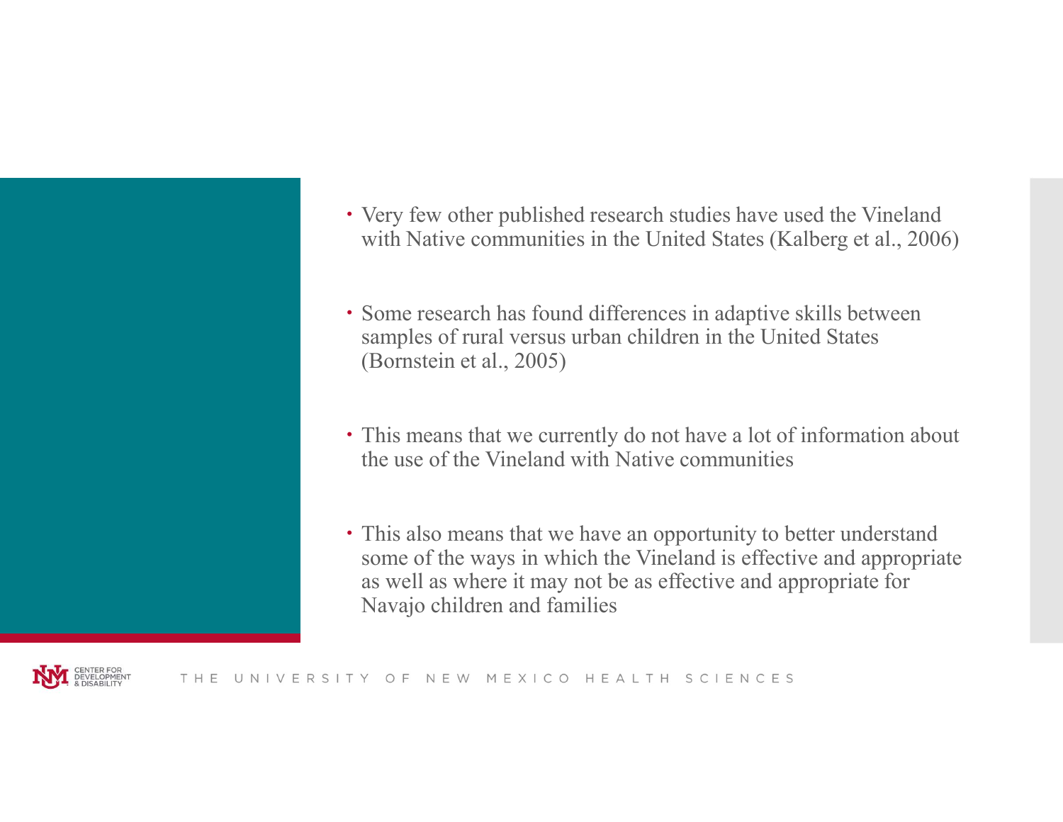- Very few other published research studies have used the Vineland with Native communities in the United States (Kalberg et al., 2006)

- Some research has found differences in adaptive skills between samples of rural versus urban children in the United States (Bornstein et al., 2005)

- This means that we currently do not have a lot of information about the use of the Vineland with Native communities

- This also means that we have an opportunity to better understand some of the ways in which the Vineland is effective and appropriate as well as where it may not be as effective and appropriate for Navajo children and families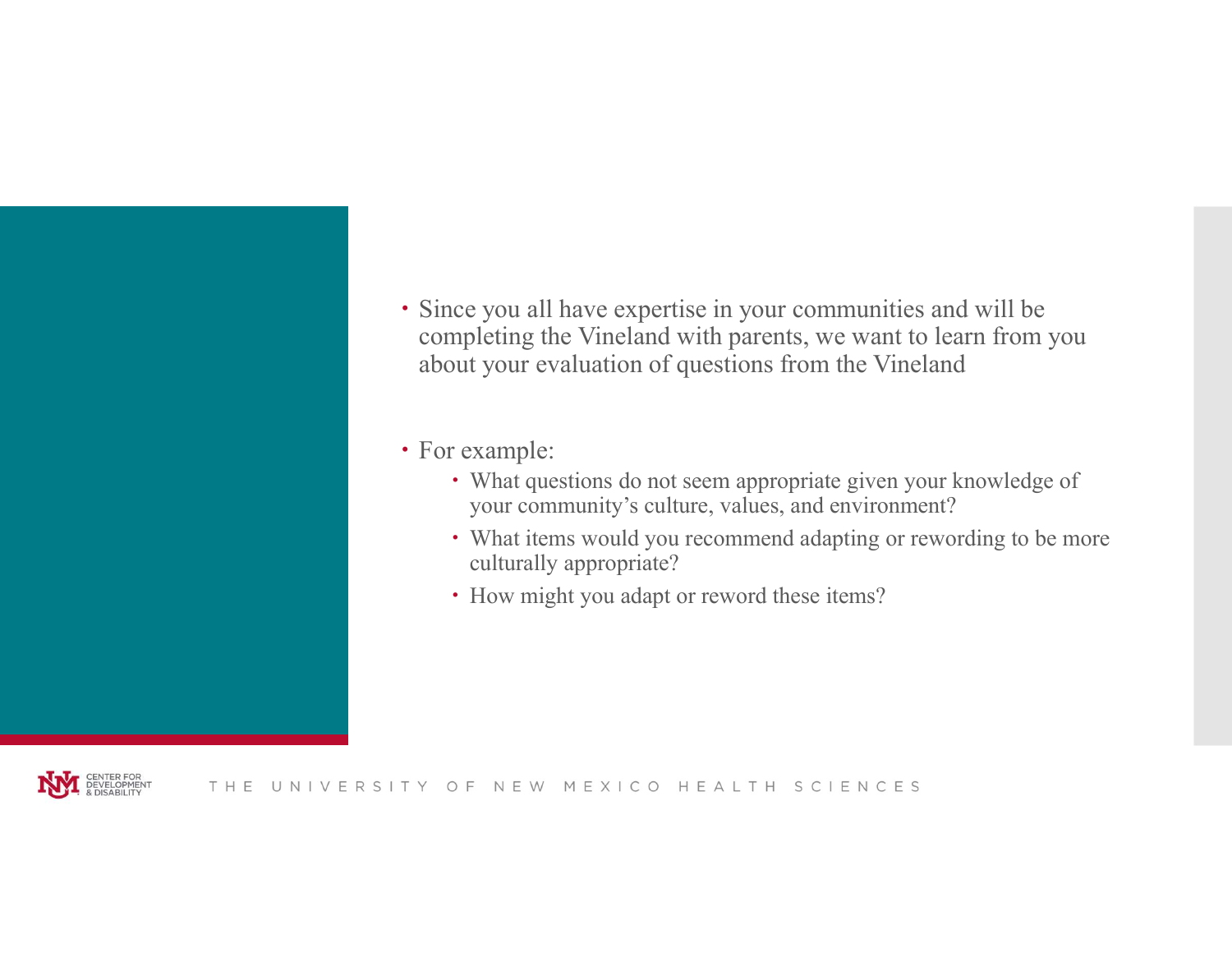- Since you all have expertise in your communities and will be completing the Vineland with parents, we want to learn from you about your evaluation of questions from the Vineland

- For example:
  - What questions do not seem appropriate given your knowledge of your community's culture, values, and environment?
  - What items would you recommend adapting or rewording to be more culturally appropriate?
  - How might you adapt or reword these items?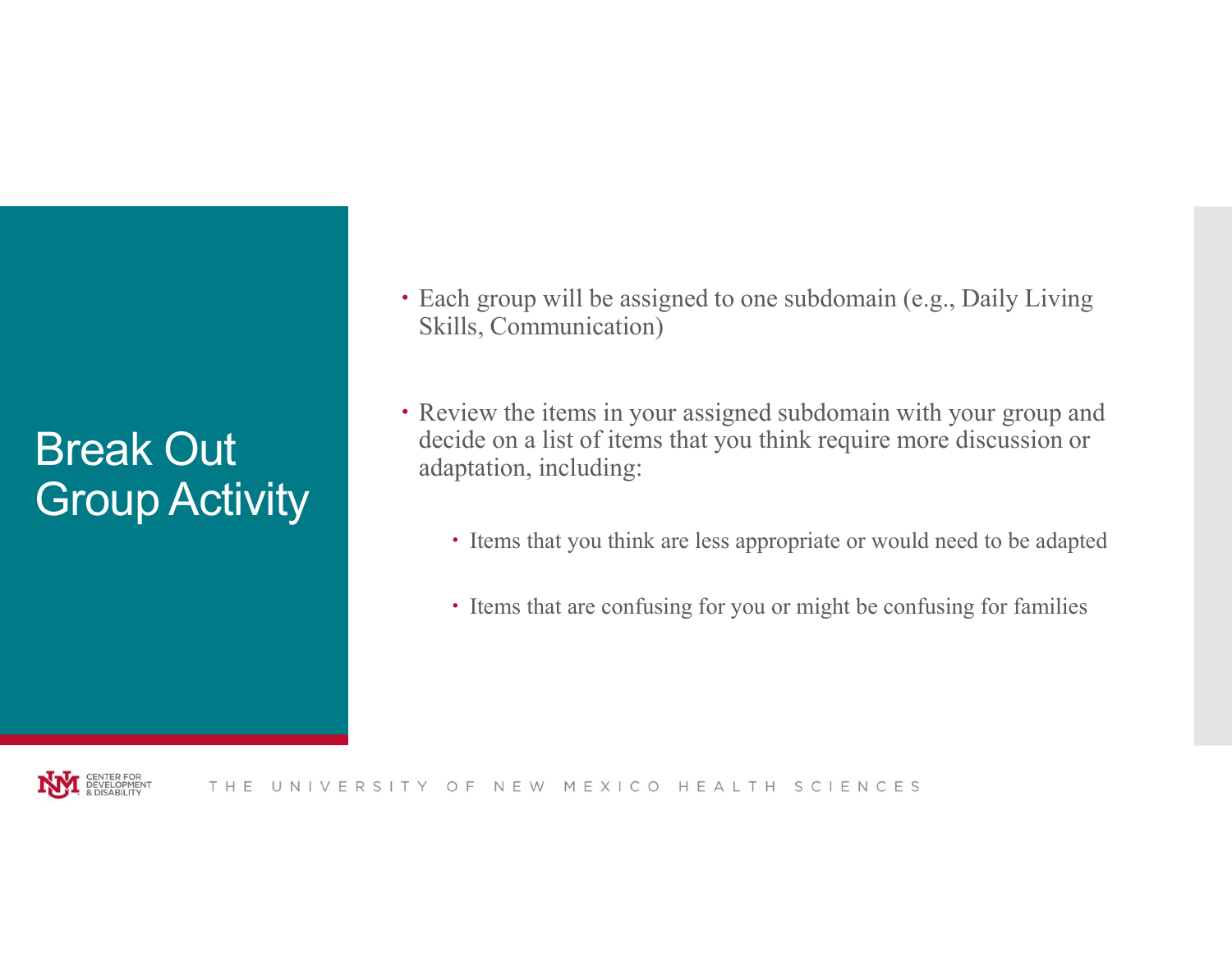# Break Out Group Activity

- Each group will be assigned to one subdomain (e.g., Daily Living Skills, Communication)
- Review the items in your assigned subdomain with your group and decide on a list of items that you think require more discussion or adaptation, including:
  - Items that you think are less appropriate or would need to be adapted
  - Items that are confusing for you or might be confusing for families